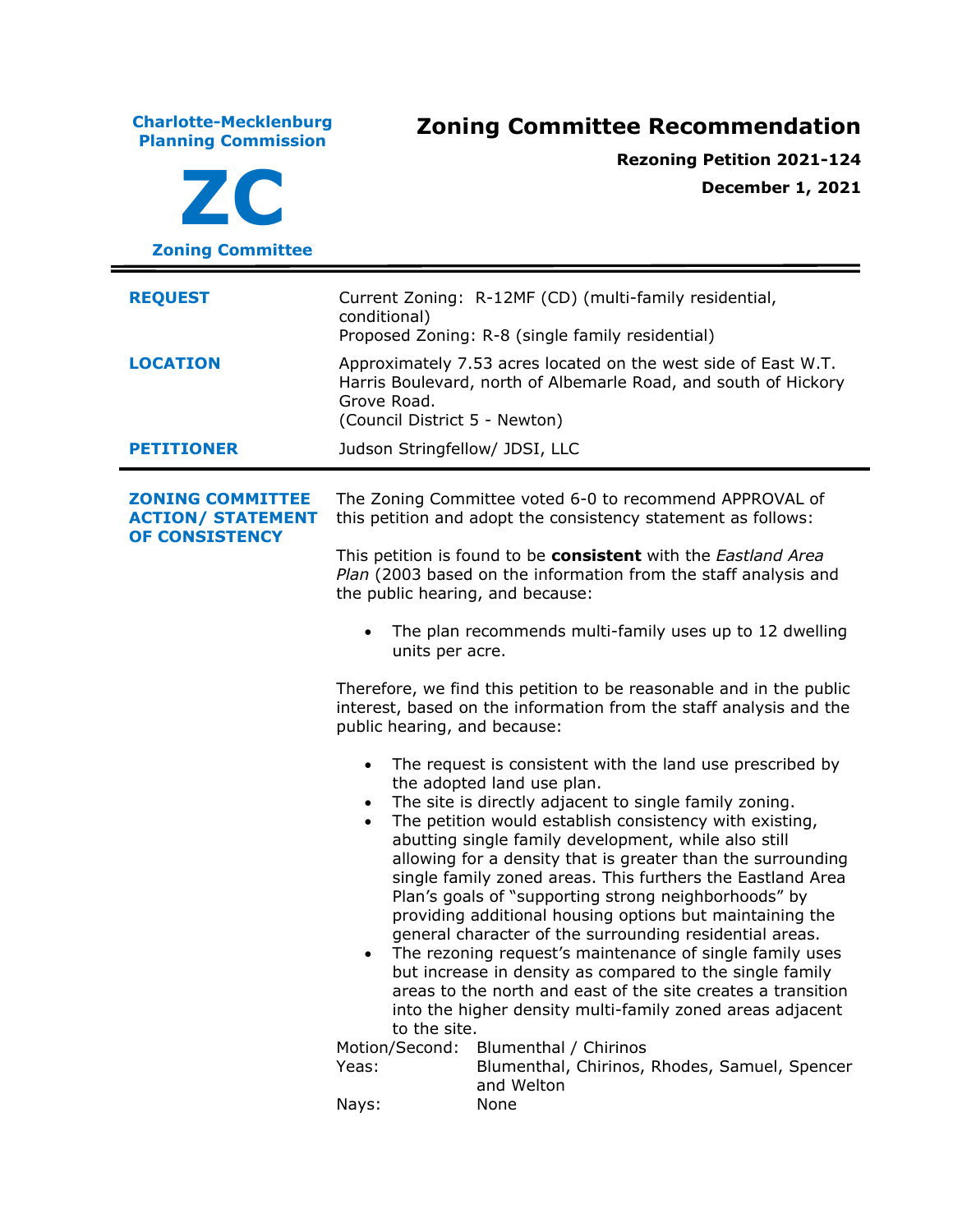**Charlote-Mecklenburg Planning Commission**

# ZC

**Zoning Committee**

# Zoning Committee Recommendation

**Rezoning Petition 2021-124**

**December 1, 2021**

---

**REQUEST**

Current Zoning: R-12MF (CD) (multi-family residential, conditional)
Proposed Zoning: R-8 (single family residential)

**LOCATION**

Approximately 7.53 acres located on the west side of East W.T. Harris Boulevard, north of Albemarle Road, and south of Hickory Grove Road.
(Council District 5 - Newton)

**PETITIONER**

Judson Stringfellow/ JDSI, LLC

---

**ZONING COMMITTEE ACTION/ STATEMENT OF CONSISTENCY**

The Zoning Committee voted 6-0 to recommend APPROVAL of this petition and adopt the consistency statement as follows:

This petition is found to be **consistent** with the *Eastland Area Plan* (2003 based on the information from the staff analysis and the public hearing, and because:

- The plan recommends multi-family uses up to 12 dwelling units per acre.

Therefore, we find this petition to be reasonable and in the public interest, based on the information from the staff analysis and the public hearing, and because:

- The request is consistent with the land use prescribed by the adopted land use plan.
- The site is directly adjacent to single family zoning.
- The petition would establish consistency with existing, abutting single family development, while also still allowing for a density that is greater than the surrounding single family zoned areas. This furthers the Eastland Area Plan's goals of "supporting strong neighborhoods" by providing additional housing options but maintaining the general character of the surrounding residential areas.
- The rezoning request's maintenance of single family uses but increase in density as compared to the single family areas to the north and east of the site creates a transition into the higher density multi-family zoned areas adjacent to the site.

Motion/Second: Blumenthal / Chirinos
Yeas: Blumenthal, Chirinos, Rhodes, Samuel, Spencer and Welton
Nays: None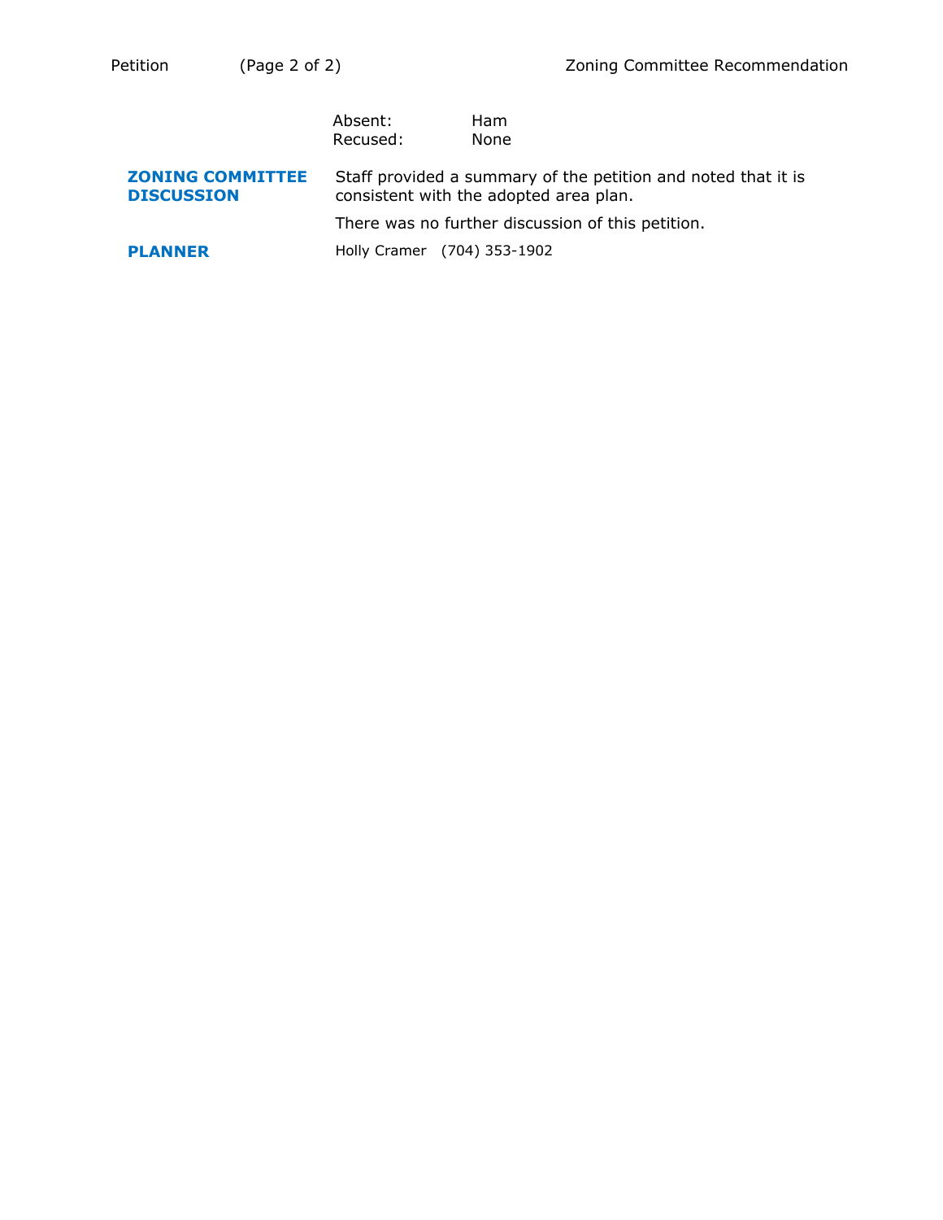| | |
|---|---|
| Absent: | Ham |
| Recused: | None |

**ZONING COMMITTEE DISCUSSION**

Staff provided a summary of the petition and noted that it is consistent with the adopted area plan.

There was no further discussion of this petition.

**PLANNER**

Holly Cramer (704) 353-1902